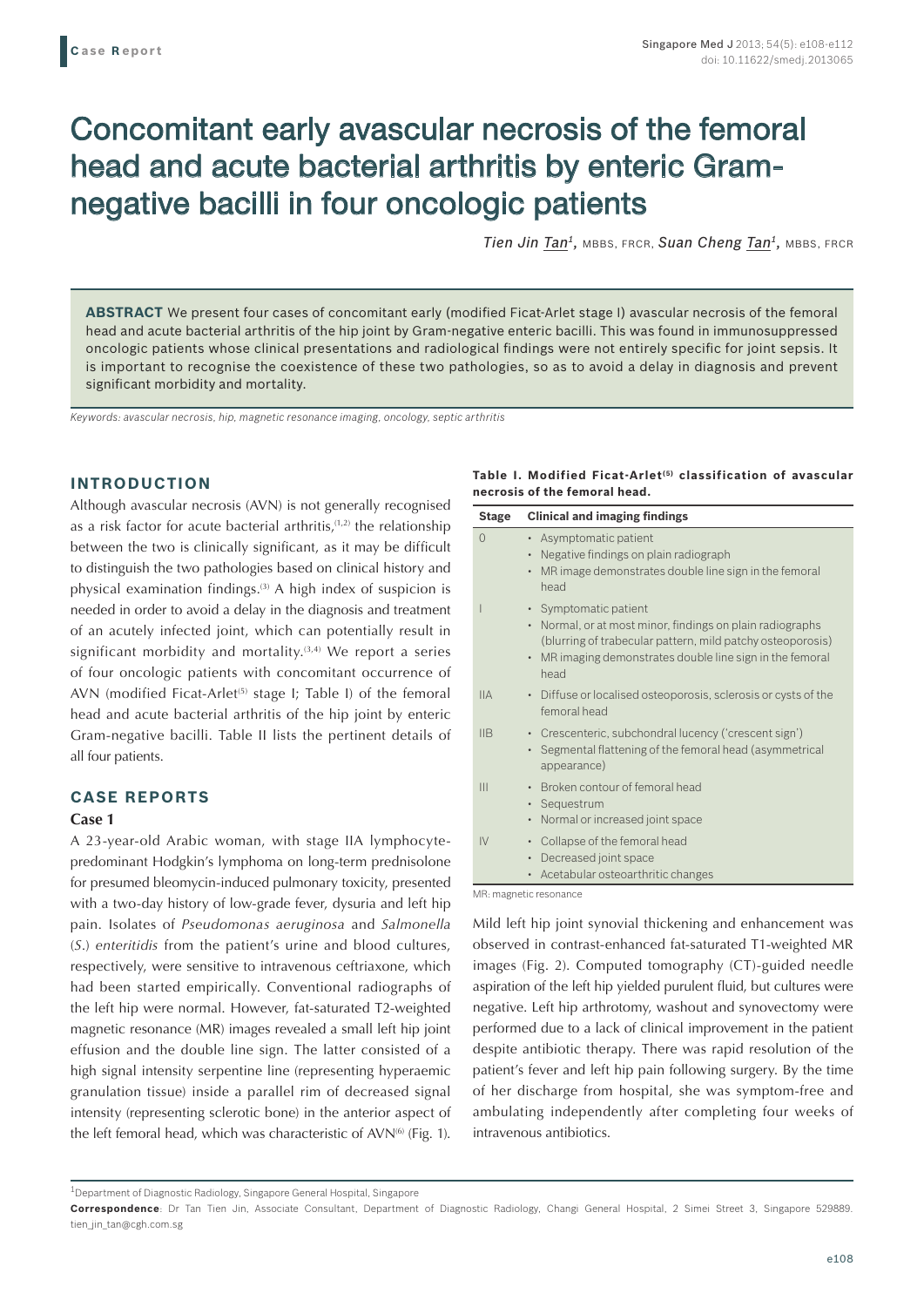Case Report

# Concomitant early avascular necrosis of the femoral head and acute bacterial arthritis by enteric Gram-negative bacilli in four oncologic patients

*Tien Jin Tan*[1], MBBS, FRCR, *Suan Cheng Tan*[1], MBBS, FRCR

**ABSTRACT** We present four cases of concomitant early (modified Ficat-Arlet stage I) avascular necrosis of the femoral head and acute bacterial arthritis of the hip joint by Gram-negative enteric bacilli. This was found in immunosuppressed oncologic patients whose clinical presentations and radiological findings were not entirely specific for joint sepsis. It is important to recognise the coexistence of these two pathologies, so as to avoid a delay in diagnosis and prevent significant morbidity and mortality.

*Keywords: avascular necrosis, hip, magnetic resonance imaging, oncology, septic arthritis*

## INTRODUCTION

Although avascular necrosis (AVN) is not generally recognised as a risk factor for acute bacterial arthritis,[1,2] the relationship between the two is clinically significant, as it may be difficult to distinguish the two pathologies based on clinical history and physical examination findings.[3] A high index of suspicion is needed in order to avoid a delay in the diagnosis and treatment of an acutely infected joint, which can potentially result in significant morbidity and mortality.[3,4] We report a series of four oncologic patients with concomitant occurrence of AVN (modified Ficat-Arlet[5] stage I; Table I) of the femoral head and acute bacterial arthritis of the hip joint by enteric Gram-negative bacilli. Table II lists the pertinent details of all four patients.

## CASE REPORTS

### Case 1

A 23-year-old Arabic woman, with stage IIA lymphocyte-predominant Hodgkin's lymphoma on long-term prednisolone for presumed bleomycin-induced pulmonary toxicity, presented with a two-day history of low-grade fever, dysuria and left hip pain. Isolates of *Pseudomonas aeruginosa* and *Salmonella* (*S.*) *enteritidis* from the patient's urine and blood cultures, respectively, were sensitive to intravenous ceftriaxone, which had been started empirically. Conventional radiographs of the left hip were normal. However, fat-saturated T2-weighted magnetic resonance (MR) images revealed a small left hip joint effusion and the double line sign. The latter consisted of a high signal intensity serpentine line (representing hyperaemic granulation tissue) inside a parallel rim of decreased signal intensity (representing sclerotic bone) in the anterior aspect of the left femoral head, which was characteristic of AVN[6] (Fig. 1).

**Table I. Modified Ficat-Arlet[5] classification of avascular necrosis of the femoral head.**

| Stage | Clinical and imaging findings |
|---|---|
| 0 | • Asymptomatic patient<br>• Negative findings on plain radiograph<br>• MR image demonstrates double line sign in the femoral head |
| I | • Symptomatic patient<br>• Normal, or at most minor, findings on plain radiographs (blurring of trabecular pattern, mild patchy osteoporosis)<br>• MR imaging demonstrates double line sign in the femoral head |
| IIA | • Diffuse or localised osteoporosis, sclerosis or cysts of the femoral head |
| IIB | • Crescenteric, subchondral lucency ('crescent sign')<br>• Segmental flattening of the femoral head (asymmetrical appearance) |
| III | • Broken contour of femoral head<br>• Sequestrum<br>• Normal or increased joint space |
| IV | • Collapse of the femoral head<br>• Decreased joint space<br>• Acetabular osteoarthritic changes |

MR: magnetic resonance

Mild left hip joint synovial thickening and enhancement was observed in contrast-enhanced fat-saturated T1-weighted MR images (Fig. 2). Computed tomography (CT)-guided needle aspiration of the left hip yielded purulent fluid, but cultures were negative. Left hip arthrotomy, washout and synovectomy were performed due to a lack of clinical improvement in the patient despite antibiotic therapy. There was rapid resolution of the patient's fever and left hip pain following surgery. By the time of her discharge from hospital, she was symptom-free and ambulating independently after completing four weeks of intravenous antibiotics.

[1]Department of Diagnostic Radiology, Singapore General Hospital, Singapore

**Correspondence**: Dr Tan Tien Jin, Associate Consultant, Department of Diagnostic Radiology, Changi General Hospital, 2 Simei Street 3, Singapore 529889. tien_jin_tan@cgh.com.sg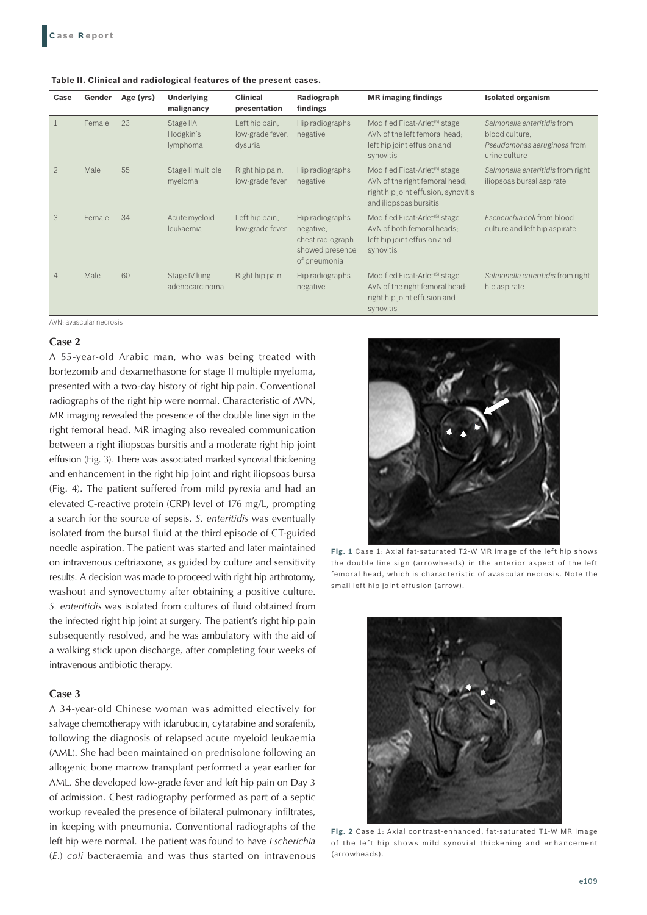**Table II. Clinical and radiological features of the present cases.**

| Case | Gender | Age (yrs) | Underlying malignancy | Clinical presentation | Radiograph findings | MR imaging findings | Isolated organism |
|---|---|---|---|---|---|---|---|
| 1 | Female | 23 | Stage IIA Hodgkin's lymphoma | Left hip pain, low-grade fever, dysuria | Hip radiographs negative | Modified Ficat-Arlet[(5)] stage I AVN of the left femoral head; left hip joint effusion and synovitis | *Salmonella enteritidis* from blood culture, *Pseudomonas aeruginosa* from urine culture |
| 2 | Male | 55 | Stage II multiple myeloma | Right hip pain, low-grade fever | Hip radiographs negative | Modified Ficat-Arlet[(5)] stage I AVN of the right femoral head; right hip joint effusion, synovitis and iliopsoas bursitis | *Salmonella enteritidis* from right iliopsoas bursal aspirate |
| 3 | Female | 34 | Acute myeloid leukaemia | Left hip pain, low-grade fever | Hip radiographs negative, chest radiograph showed presence of pneumonia | Modified Ficat-Arlet[(5)] stage I AVN of both femoral heads; left hip joint effusion and synovitis | *Escherichia coli* from blood culture and left hip aspirate |
| 4 | Male | 60 | Stage IV lung adenocarcinoma | Right hip pain | Hip radiographs negative | Modified Ficat-Arlet[(5)] stage I AVN of the right femoral head; right hip joint effusion and synovitis | *Salmonella enteritidis* from right hip aspirate |

AVN: avascular necrosis

### Case 2

A 55-year-old Arabic man, who was being treated with bortezomib and dexamethasone for stage II multiple myeloma, presented with a two-day history of right hip pain. Conventional radiographs of the right hip were normal. Characteristic of AVN, MR imaging revealed the presence of the double line sign in the right femoral head. MR imaging also revealed communication between a right iliopsoas bursitis and a moderate right hip joint effusion (Fig. 3). There was associated marked synovial thickening and enhancement in the right hip joint and right iliopsoas bursa (Fig. 4). The patient suffered from mild pyrexia and had an elevated C-reactive protein (CRP) level of 176 mg/L, prompting a search for the source of sepsis. *S. enteritidis* was eventually isolated from the bursal fluid at the third episode of CT-guided needle aspiration. The patient was started and later maintained on intravenous ceftriaxone, as guided by culture and sensitivity results. A decision was made to proceed with right hip arthrotomy, washout and synovectomy after obtaining a positive culture. *S. enteritidis* was isolated from cultures of fluid obtained from the infected right hip joint at surgery. The patient's right hip pain subsequently resolved, and he was ambulatory with the aid of a walking stick upon discharge, after completing four weeks of intravenous antibiotic therapy.

### Case 3

A 34-year-old Chinese woman was admitted electively for salvage chemotherapy with idarubicin, cytarabine and sorafenib, following the diagnosis of relapsed acute myeloid leukaemia (AML). She had been maintained on prednisolone following an allogenic bone marrow transplant performed a year earlier for AML. She developed low-grade fever and left hip pain on Day 3 of admission. Chest radiography performed as part of a septic workup revealed the presence of bilateral pulmonary infiltrates, in keeping with pneumonia. Conventional radiographs of the left hip were normal. The patient was found to have *Escherichia* (*E.*) *coli* bacteraemia and was thus started on intravenous

**Fig. 1** Case 1: Axial fat-saturated T2-W MR image of the left hip shows the double line sign (arrowheads) in the anterior aspect of the left femoral head, which is characteristic of avascular necrosis. Note the small left hip joint effusion (arrow).

**Fig. 2** Case 1: Axial contrast-enhanced, fat-saturated T1-W MR image of the left hip shows mild synovial thickening and enhancement (arrowheads).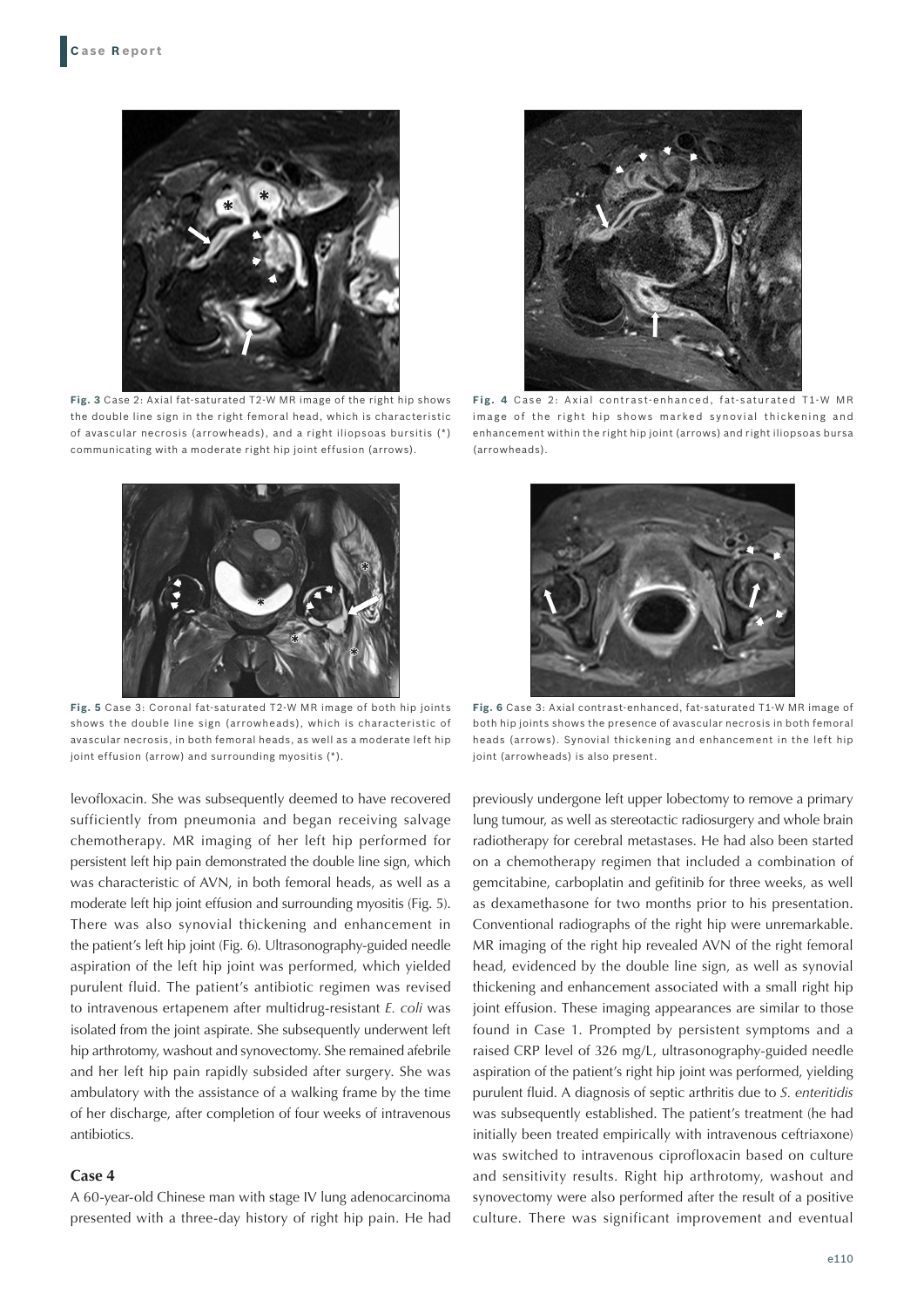**Fig. 3** Case 2: Axial fat-saturated T2-W MR image of the right hip shows the double line sign in the right femoral head, which is characteristic of avascular necrosis (arrowheads), and a right iliopsoas bursitis (*) communicating with a moderate right hip joint effusion (arrows).

**Fig. 4** Case 2: Axial contrast-enhanced, fat-saturated T1-W MR image of the right hip shows marked synovial thickening and enhancement within the right hip joint (arrows) and right iliopsoas bursa (arrowheads).

**Fig. 5** Case 3: Coronal fat-saturated T2-W MR image of both hip joints shows the double line sign (arrowheads), which is characteristic of avascular necrosis, in both femoral heads, as well as a moderate left hip joint effusion (arrow) and surrounding myositis (*).

**Fig. 6** Case 3: Axial contrast-enhanced, fat-saturated T1-W MR image of both hip joints shows the presence of avascular necrosis in both femoral heads (arrows). Synovial thickening and enhancement in the left hip joint (arrowheads) is also present.

levofloxacin. She was subsequently deemed to have recovered sufficiently from pneumonia and began receiving salvage chemotherapy. MR imaging of her left hip performed for persistent left hip pain demonstrated the double line sign, which was characteristic of AVN, in both femoral heads, as well as a moderate left hip joint effusion and surrounding myositis (Fig. 5). There was also synovial thickening and enhancement in the patient's left hip joint (Fig. 6). Ultrasonography-guided needle aspiration of the left hip joint was performed, which yielded purulent fluid. The patient's antibiotic regimen was revised to intravenous ertapenem after multidrug-resistant *E. coli* was isolated from the joint aspirate. She subsequently underwent left hip arthrotomy, washout and synovectomy. She remained afebrile and her left hip pain rapidly subsided after surgery. She was ambulatory with the assistance of a walking frame by the time of her discharge, after completion of four weeks of intravenous antibiotics.

### Case 4

A 60-year-old Chinese man with stage IV lung adenocarcinoma presented with a three-day history of right hip pain. He had previously undergone left upper lobectomy to remove a primary lung tumour, as well as stereotactic radiosurgery and whole brain radiotherapy for cerebral metastases. He had also been started on a chemotherapy regimen that included a combination of gemcitabine, carboplatin and gefitinib for three weeks, as well as dexamethasone for two months prior to his presentation. Conventional radiographs of the right hip were unremarkable. MR imaging of the right hip revealed AVN of the right femoral head, evidenced by the double line sign, as well as synovial thickening and enhancement associated with a small right hip joint effusion. These imaging appearances are similar to those found in Case 1. Prompted by persistent symptoms and a raised CRP level of 326 mg/L, ultrasonography-guided needle aspiration of the patient's right hip joint was performed, yielding purulent fluid. A diagnosis of septic arthritis due to *S. enteritidis* was subsequently established. The patient's treatment (he had initially been treated empirically with intravenous ceftriaxone) was switched to intravenous ciprofloxacin based on culture and sensitivity results. Right hip arthrotomy, washout and synovectomy were also performed after the result of a positive culture. There was significant improvement and eventual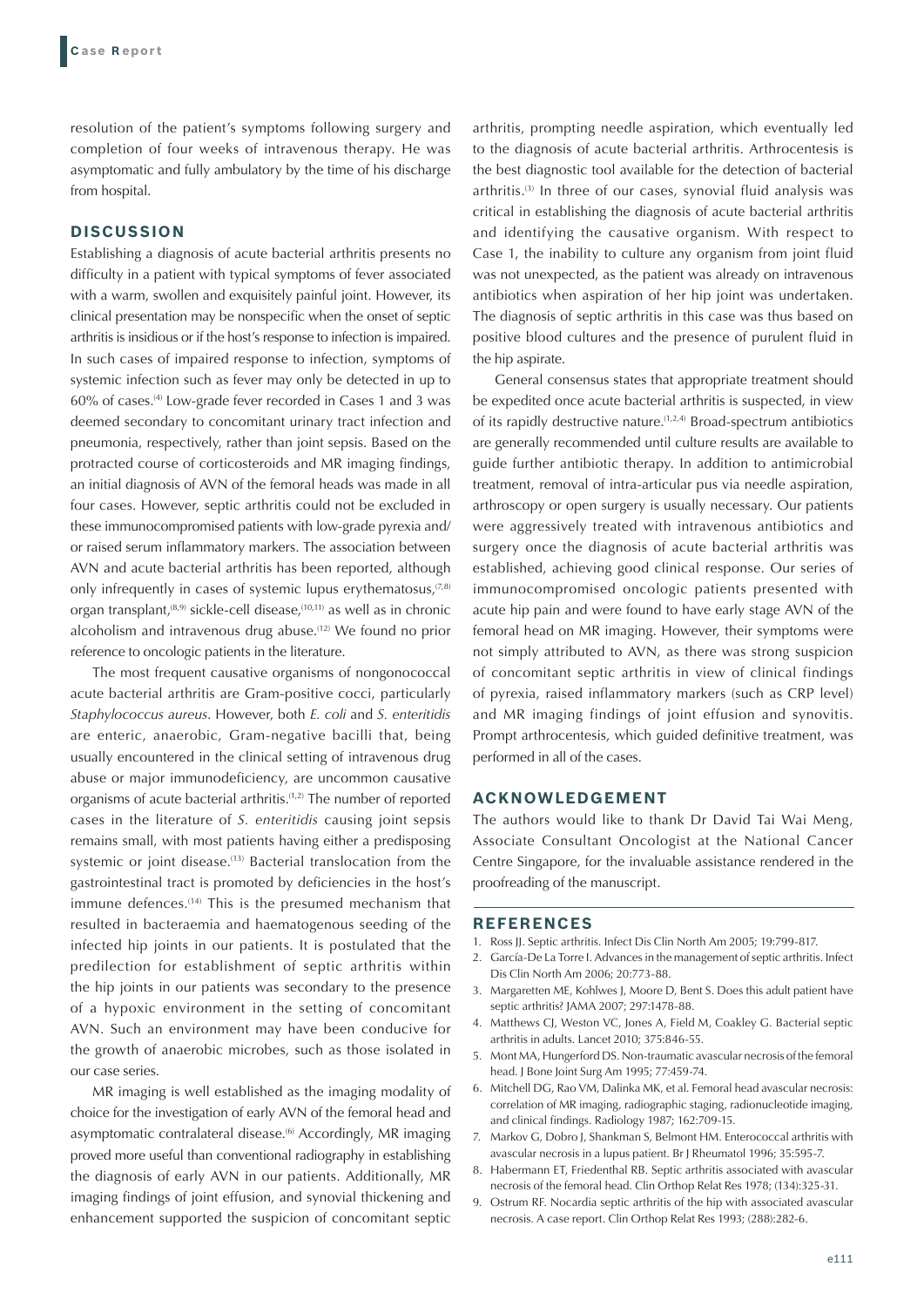resolution of the patient's symptoms following surgery and completion of four weeks of intravenous therapy. He was asymptomatic and fully ambulatory by the time of his discharge from hospital.

## DISCUSSION

Establishing a diagnosis of acute bacterial arthritis presents no difficulty in a patient with typical symptoms of fever associated with a warm, swollen and exquisitely painful joint. However, its clinical presentation may be nonspecific when the onset of septic arthritis is insidious or if the host's response to infection is impaired. In such cases of impaired response to infection, symptoms of systemic infection such as fever may only be detected in up to 60% of cases.[4] Low-grade fever recorded in Cases 1 and 3 was deemed secondary to concomitant urinary tract infection and pneumonia, respectively, rather than joint sepsis. Based on the protracted course of corticosteroids and MR imaging findings, an initial diagnosis of AVN of the femoral heads was made in all four cases. However, septic arthritis could not be excluded in these immunocompromised patients with low-grade pyrexia and/or raised serum inflammatory markers. The association between AVN and acute bacterial arthritis has been reported, although only infrequently in cases of systemic lupus erythematosus,[7,8] organ transplant,[8,9] sickle-cell disease,[10,11] as well as in chronic alcoholism and intravenous drug abuse.[12] We found no prior reference to oncologic patients in the literature.

The most frequent causative organisms of nongonococcal acute bacterial arthritis are Gram-positive cocci, particularly *Staphylococcus aureus*. However, both *E. coli* and *S. enteritidis* are enteric, anaerobic, Gram-negative bacilli that, being usually encountered in the clinical setting of intravenous drug abuse or major immunodeficiency, are uncommon causative organisms of acute bacterial arthritis.[1,2] The number of reported cases in the literature of *S. enteritidis* causing joint sepsis remains small, with most patients having either a predisposing systemic or joint disease.[13] Bacterial translocation from the gastrointestinal tract is promoted by deficiencies in the host's immune defences.[14] This is the presumed mechanism that resulted in bacteraemia and haematogenous seeding of the infected hip joints in our patients. It is postulated that the predilection for establishment of septic arthritis within the hip joints in our patients was secondary to the presence of a hypoxic environment in the setting of concomitant AVN. Such an environment may have been conducive for the growth of anaerobic microbes, such as those isolated in our case series.

MR imaging is well established as the imaging modality of choice for the investigation of early AVN of the femoral head and asymptomatic contralateral disease.[6] Accordingly, MR imaging proved more useful than conventional radiography in establishing the diagnosis of early AVN in our patients. Additionally, MR imaging findings of joint effusion, and synovial thickening and enhancement supported the suspicion of concomitant septic arthritis, prompting needle aspiration, which eventually led to the diagnosis of acute bacterial arthritis. Arthrocentesis is the best diagnostic tool available for the detection of bacterial arthritis.[3] In three of our cases, synovial fluid analysis was critical in establishing the diagnosis of acute bacterial arthritis and identifying the causative organism. With respect to Case 1, the inability to culture any organism from joint fluid was not unexpected, as the patient was already on intravenous antibiotics when aspiration of her hip joint was undertaken. The diagnosis of septic arthritis in this case was thus based on positive blood cultures and the presence of purulent fluid in the hip aspirate.

General consensus states that appropriate treatment should be expedited once acute bacterial arthritis is suspected, in view of its rapidly destructive nature.[1,2,4] Broad-spectrum antibiotics are generally recommended until culture results are available to guide further antibiotic therapy. In addition to antimicrobial treatment, removal of intra-articular pus via needle aspiration, arthroscopy or open surgery is usually necessary. Our patients were aggressively treated with intravenous antibiotics and surgery once the diagnosis of acute bacterial arthritis was established, achieving good clinical response. Our series of immunocompromised oncologic patients presented with acute hip pain and were found to have early stage AVN of the femoral head on MR imaging. However, their symptoms were not simply attributed to AVN, as there was strong suspicion of concomitant septic arthritis in view of clinical findings of pyrexia, raised inflammatory markers (such as CRP level) and MR imaging findings of joint effusion and synovitis. Prompt arthrocentesis, which guided definitive treatment, was performed in all of the cases.

## ACKNOWLEDGEMENT

The authors would like to thank Dr David Tai Wai Meng, Associate Consultant Oncologist at the National Cancer Centre Singapore, for the invaluable assistance rendered in the proofreading of the manuscript.

## REFERENCES

1. Ross JJ. Septic arthritis. Infect Dis Clin North Am 2005; 19:799-817.
2. García-De La Torre I. Advances in the management of septic arthritis. Infect Dis Clin North Am 2006; 20:773-88.
3. Margaretten ME, Kohlwes J, Moore D, Bent S. Does this adult patient have septic arthritis? JAMA 2007; 297:1478-88.
4. Matthews CJ, Weston VC, Jones A, Field M, Coakley G. Bacterial septic arthritis in adults. Lancet 2010; 375:846-55.
5. Mont MA, Hungerford DS. Non-traumatic avascular necrosis of the femoral head. J Bone Joint Surg Am 1995; 77:459-74.
6. Mitchell DG, Rao VM, Dalinka MK, et al. Femoral head avascular necrosis: correlation of MR imaging, radiographic staging, radionucleotide imaging, and clinical findings. Radiology 1987; 162:709-15.
7. Markov G, Dobro J, Shankman S, Belmont HM. Enterococcal arthritis with avascular necrosis in a lupus patient. Br J Rheumatol 1996; 35:595-7.
8. Habermann ET, Friedenthal RB. Septic arthritis associated with avascular necrosis of the femoral head. Clin Orthop Relat Res 1978; (134):325-31.
9. Ostrum RF. Nocardia septic arthritis of the hip with associated avascular necrosis. A case report. Clin Orthop Relat Res 1993; (288):282-6.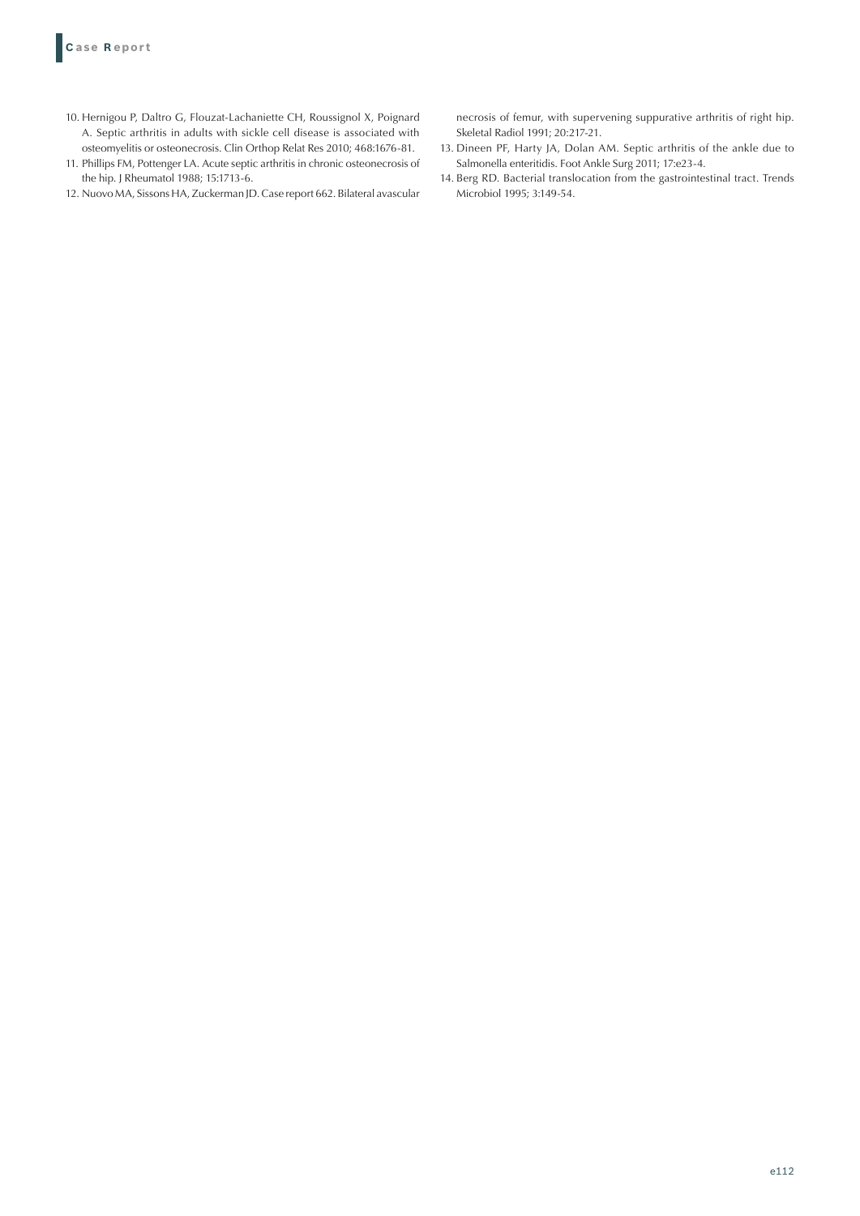10. Hernigou P, Daltro G, Flouzat-Lachaniette CH, Roussignol X, Poignard A. Septic arthritis in adults with sickle cell disease is associated with osteomyelitis or osteonecrosis. Clin Orthop Relat Res 2010; 468:1676-81.
11. Phillips FM, Pottenger LA. Acute septic arthritis in chronic osteonecrosis of the hip. J Rheumatol 1988; 15:1713-6.
12. Nuovo MA, Sissons HA, Zuckerman JD. Case report 662. Bilateral avascular necrosis of femur, with supervening suppurative arthritis of right hip. Skeletal Radiol 1991; 20:217-21.
13. Dineen PF, Harty JA, Dolan AM. Septic arthritis of the ankle due to Salmonella enteritidis. Foot Ankle Surg 2011; 17:e23-4.
14. Berg RD. Bacterial translocation from the gastrointestinal tract. Trends Microbiol 1995; 3:149-54.